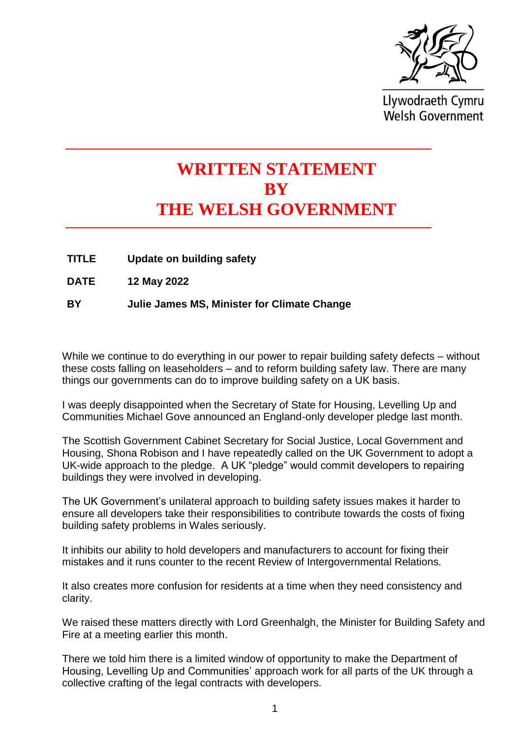Llywodraeth Cymru
Welsh Government

# WRITTEN STATEMENT BY THE WELSH GOVERNMENT

| | |
|---|---|
| **TITLE** | **Update on building safety** |
| **DATE** | **12 May 2022** |
| **BY** | **Julie James MS, Minister for Climate Change** |

While we continue to do everything in our power to repair building safety defects – without these costs falling on leaseholders – and to reform building safety law. There are many things our governments can do to improve building safety on a UK basis.

I was deeply disappointed when the Secretary of State for Housing, Levelling Up and Communities Michael Gove announced an England-only developer pledge last month.

The Scottish Government Cabinet Secretary for Social Justice, Local Government and Housing, Shona Robison and I have repeatedly called on the UK Government to adopt a UK-wide approach to the pledge. A UK "pledge" would commit developers to repairing buildings they were involved in developing.

The UK Government's unilateral approach to building safety issues makes it harder to ensure all developers take their responsibilities to contribute towards the costs of fixing building safety problems in Wales seriously.

It inhibits our ability to hold developers and manufacturers to account for fixing their mistakes and it runs counter to the recent Review of Intergovernmental Relations.

It also creates more confusion for residents at a time when they need consistency and clarity.

We raised these matters directly with Lord Greenhalgh, the Minister for Building Safety and Fire at a meeting earlier this month.

There we told him there is a limited window of opportunity to make the Department of Housing, Levelling Up and Communities' approach work for all parts of the UK through a collective crafting of the legal contracts with developers.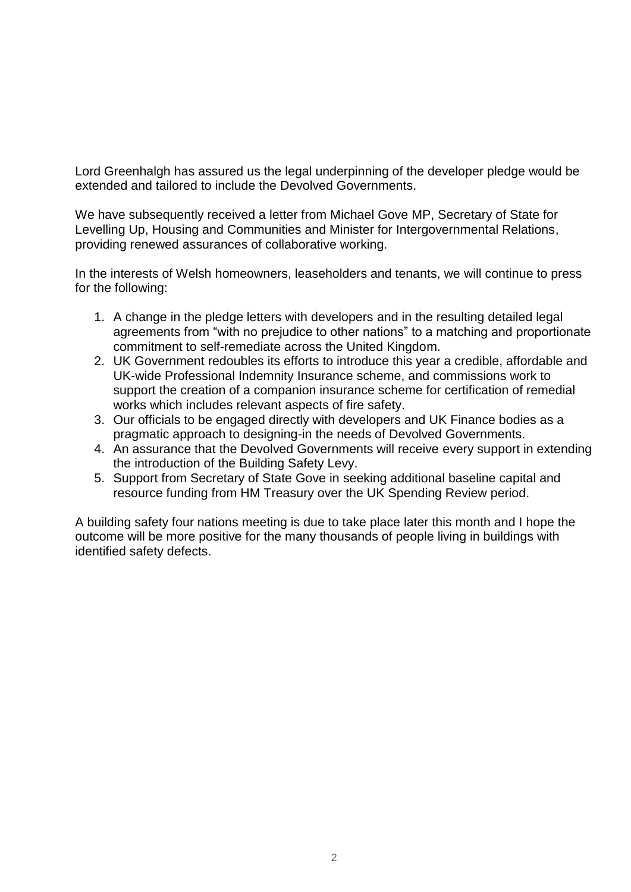Lord Greenhalgh has assured us the legal underpinning of the developer pledge would be extended and tailored to include the Devolved Governments.

We have subsequently received a letter from Michael Gove MP, Secretary of State for Levelling Up, Housing and Communities and Minister for Intergovernmental Relations, providing renewed assurances of collaborative working.

In the interests of Welsh homeowners, leaseholders and tenants, we will continue to press for the following:

1. A change in the pledge letters with developers and in the resulting detailed legal agreements from "with no prejudice to other nations" to a matching and proportionate commitment to self-remediate across the United Kingdom.
2. UK Government redoubles its efforts to introduce this year a credible, affordable and UK-wide Professional Indemnity Insurance scheme, and commissions work to support the creation of a companion insurance scheme for certification of remedial works which includes relevant aspects of fire safety.
3. Our officials to be engaged directly with developers and UK Finance bodies as a pragmatic approach to designing-in the needs of Devolved Governments.
4. An assurance that the Devolved Governments will receive every support in extending the introduction of the Building Safety Levy.
5. Support from Secretary of State Gove in seeking additional baseline capital and resource funding from HM Treasury over the UK Spending Review period.

A building safety four nations meeting is due to take place later this month and I hope the outcome will be more positive for the many thousands of people living in buildings with identified safety defects.